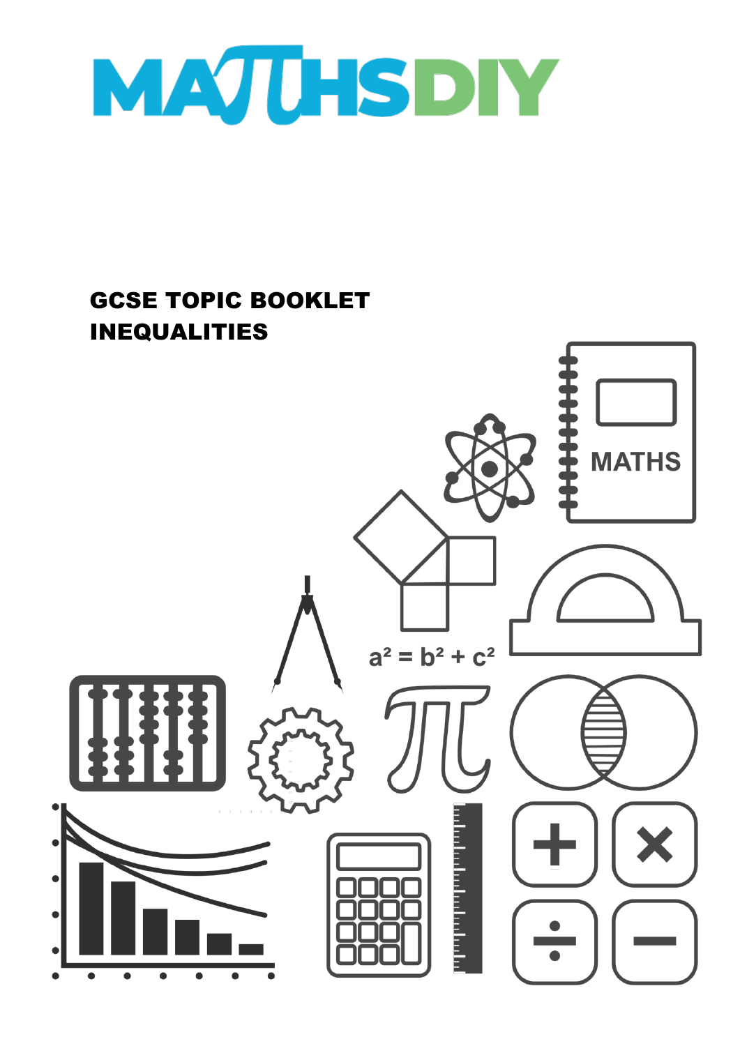# MATHSDIY

## GCSE TOPIC BOOKLET
## INEQUALITIES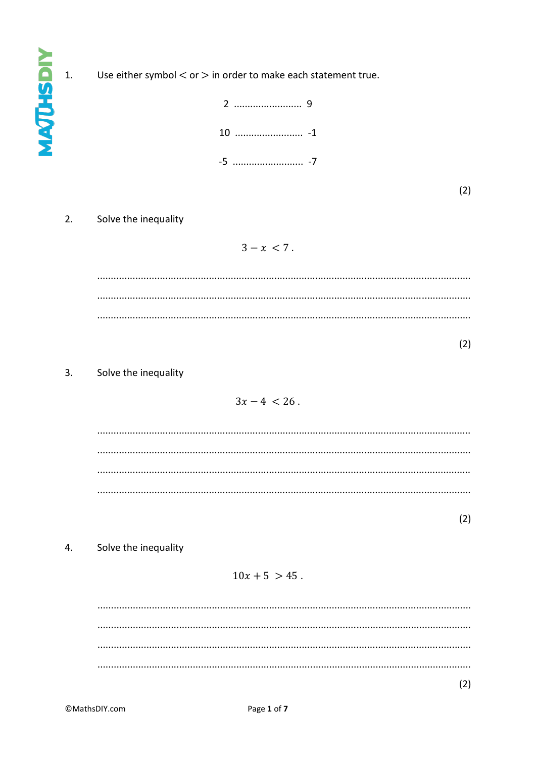1. Use either symbol $<$ or $>$ in order to make each statement true.

2 ......................... 9

10 ......................... -1

-5 ......................... -7

(2)

2. Solve the inequality

$$3 - x < 7 .$$

...........................................................................................................................................

...........................................................................................................................................

...........................................................................................................................................

(2)

3. Solve the inequality

$$3x - 4 < 26 .$$

...........................................................................................................................................

...........................................................................................................................................

...........................................................................................................................................

...........................................................................................................................................

(2)

4. Solve the inequality

$$10x + 5 > 45 .$$

...........................................................................................................................................

...........................................................................................................................................

...........................................................................................................................................

...........................................................................................................................................

(2)

©MathsDIY.com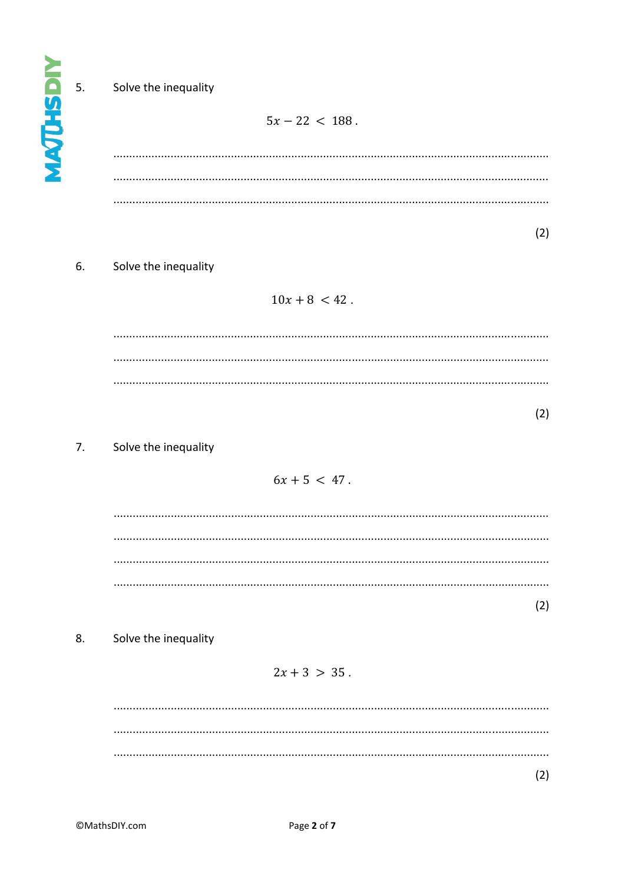5. Solve the inequality

$$5x - 22 < 188 .$$

.......................................................................................................................................

.......................................................................................................................................

.......................................................................................................................................

(2)

6. Solve the inequality

$$10x + 8 < 42 .$$

.......................................................................................................................................

.......................................................................................................................................

.......................................................................................................................................

(2)

7. Solve the inequality

$$6x + 5 < 47 .$$

.......................................................................................................................................

.......................................................................................................................................

.......................................................................................................................................

.......................................................................................................................................

(2)

8. Solve the inequality

$$2x + 3 > 35 .$$

.......................................................................................................................................

.......................................................................................................................................

.......................................................................................................................................

(2)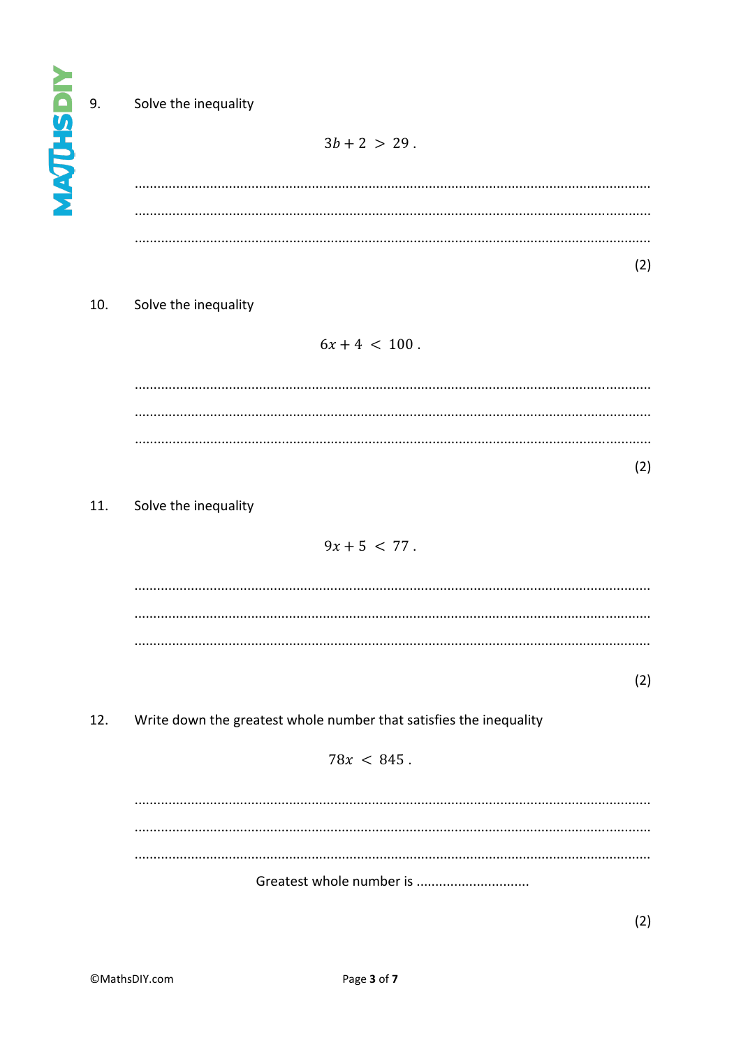9. Solve the inequality

$$3b + 2 > 29 .$$

.......................................................................................................................................

.......................................................................................................................................

.......................................................................................................................................

(2)

10. Solve the inequality

$$6x + 4 < 100 .$$

.......................................................................................................................................

.......................................................................................................................................

.......................................................................................................................................

(2)

11. Solve the inequality

$$9x + 5 < 77 .$$

.......................................................................................................................................

.......................................................................................................................................

.......................................................................................................................................

(2)

12. Write down the greatest whole number that satisfies the inequality

$$78x < 845 .$$

.......................................................................................................................................

.......................................................................................................................................

.......................................................................................................................................

Greatest whole number is ..............................

(2)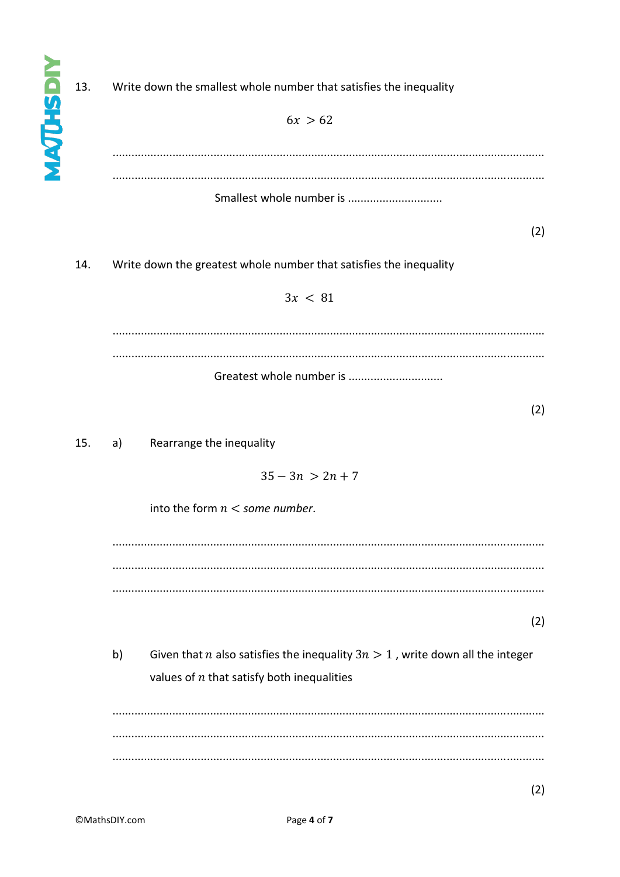13. Write down the smallest whole number that satisfies the inequality

$$6x > 62$$

..........................................................................................................................................

..........................................................................................................................................

Smallest whole number is ..............................

(2)

14. Write down the greatest whole number that satisfies the inequality

$$3x < 81$$

..........................................................................................................................................

..........................................................................................................................................

Greatest whole number is ..............................

(2)

15. a) Rearrange the inequality

$$35 - 3n > 2n + 7$$

into the form $n <$ *some number*.

..........................................................................................................................................

..........................................................................................................................................

..........................................................................................................................................

(2)

b) Given that $n$ also satisfies the inequality $3n > 1$ , write down all the integer values of $n$ that satisfy both inequalities

..........................................................................................................................................

..........................................................................................................................................

..........................................................................................................................................

(2)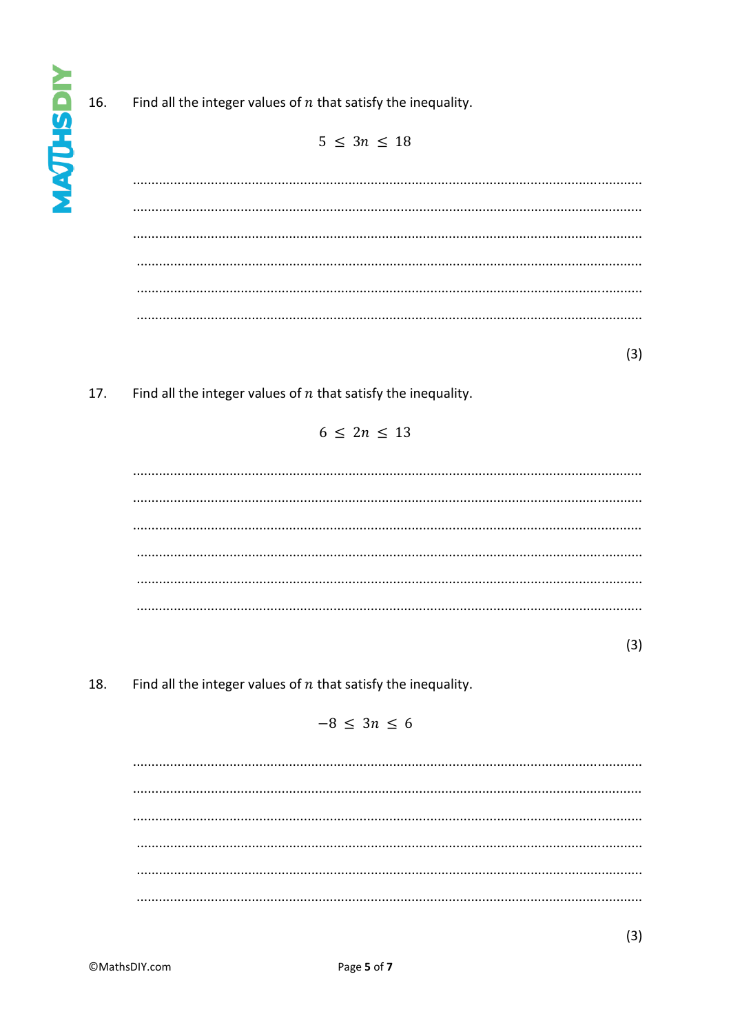16. Find all the integer values of $n$ that satisfy the inequality.

$$5 \leq 3n \leq 18$$

.......................................................................................................................................

.......................................................................................................................................

.......................................................................................................................................

.......................................................................................................................................

.......................................................................................................................................

.......................................................................................................................................

(3)

17. Find all the integer values of $n$ that satisfy the inequality.

$$6 \leq 2n \leq 13$$

.......................................................................................................................................

.......................................................................................................................................

.......................................................................................................................................

.......................................................................................................................................

.......................................................................................................................................

.......................................................................................................................................

(3)

18. Find all the integer values of $n$ that satisfy the inequality.

$$-8 \leq 3n \leq 6$$

.......................................................................................................................................

.......................................................................................................................................

.......................................................................................................................................

.......................................................................................................................................

.......................................................................................................................................

.......................................................................................................................................

(3)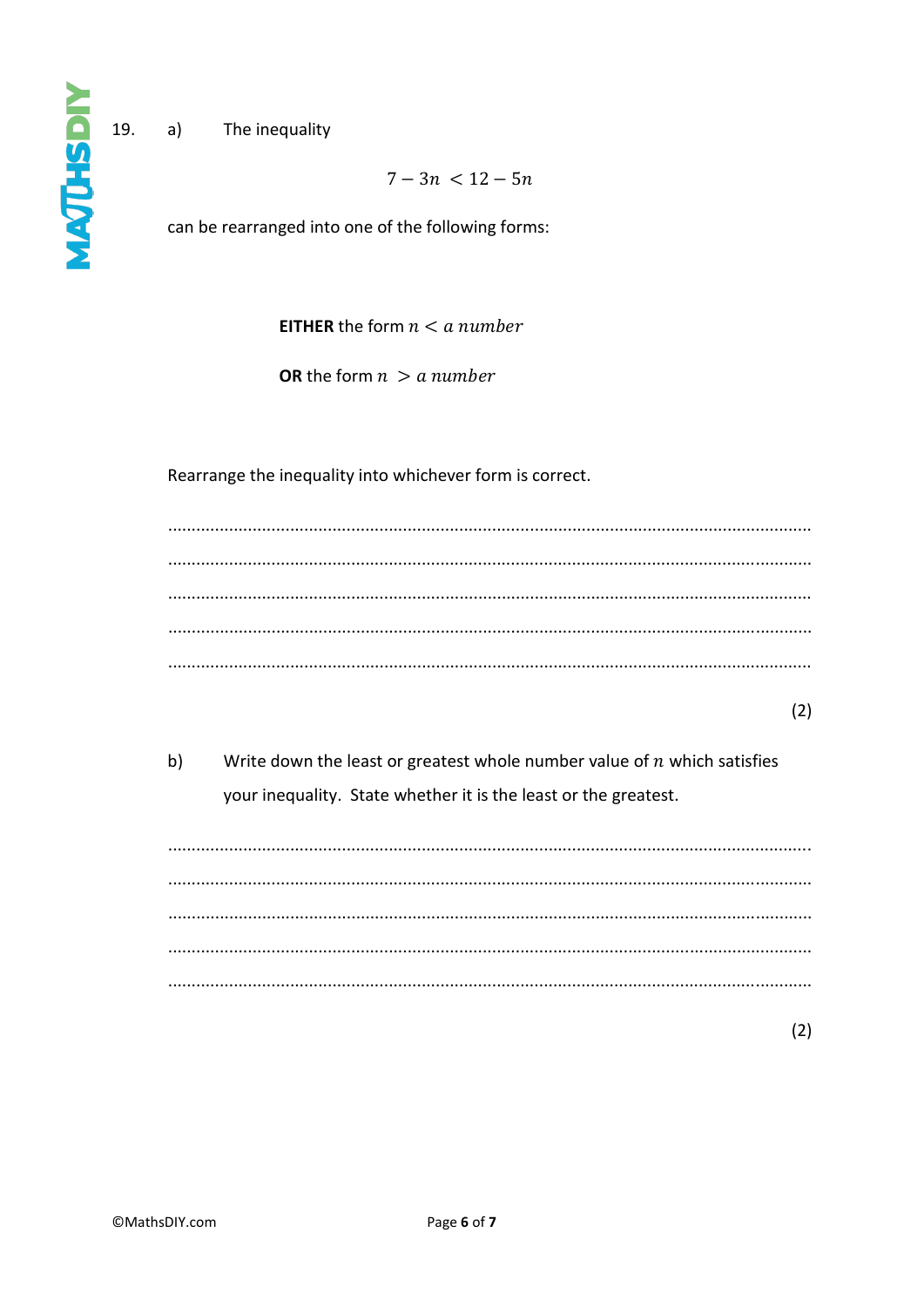19. a) The inequality

$$7 - 3n < 12 - 5n$$

can be rearranged into one of the following forms:

**EITHER** the form $n < a\ number$

**OR** the form $n > a\ number$

Rearrange the inequality into whichever form is correct.

.......................................................................................................................................

.......................................................................................................................................

.......................................................................................................................................

.......................................................................................................................................

.......................................................................................................................................

(2)

b) Write down the least or greatest whole number value of $n$ which satisfies your inequality. State whether it is the least or the greatest.

.......................................................................................................................................

.......................................................................................................................................

.......................................................................................................................................

.......................................................................................................................................

.......................................................................................................................................

(2)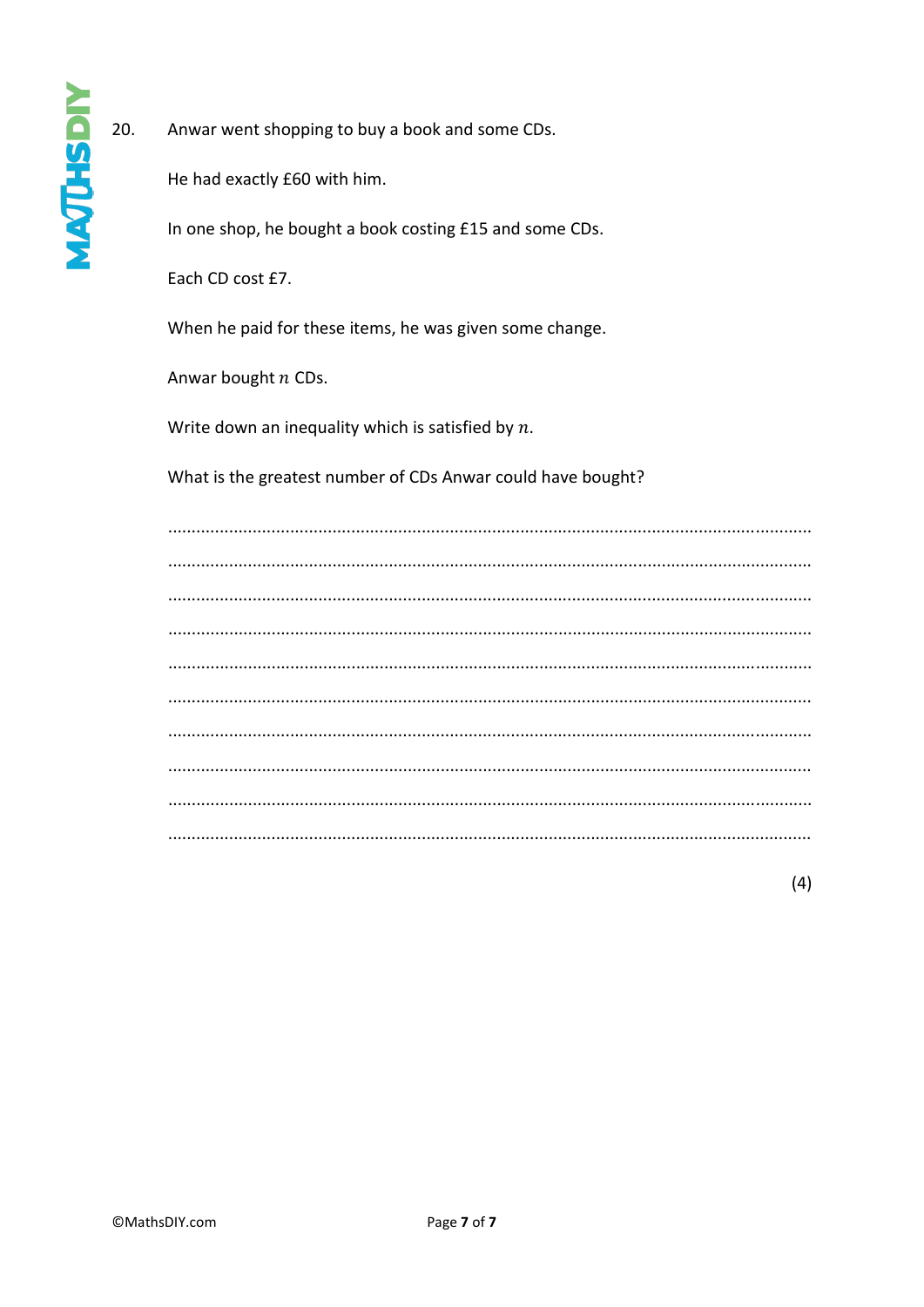20. Anwar went shopping to buy a book and some CDs.

He had exactly £60 with him.

In one shop, he bought a book costing £15 and some CDs.

Each CD cost £7.

When he paid for these items, he was given some change.

Anwar bought $n$ CDs.

Write down an inequality which is satisfied by $n$.

What is the greatest number of CDs Anwar could have bought?

.......................................................................................................................................

.......................................................................................................................................

.......................................................................................................................................

.......................................................................................................................................

.......................................................................................................................................

.......................................................................................................................................

.......................................................................................................................................

.......................................................................................................................................

.......................................................................................................................................

.......................................................................................................................................

(4)